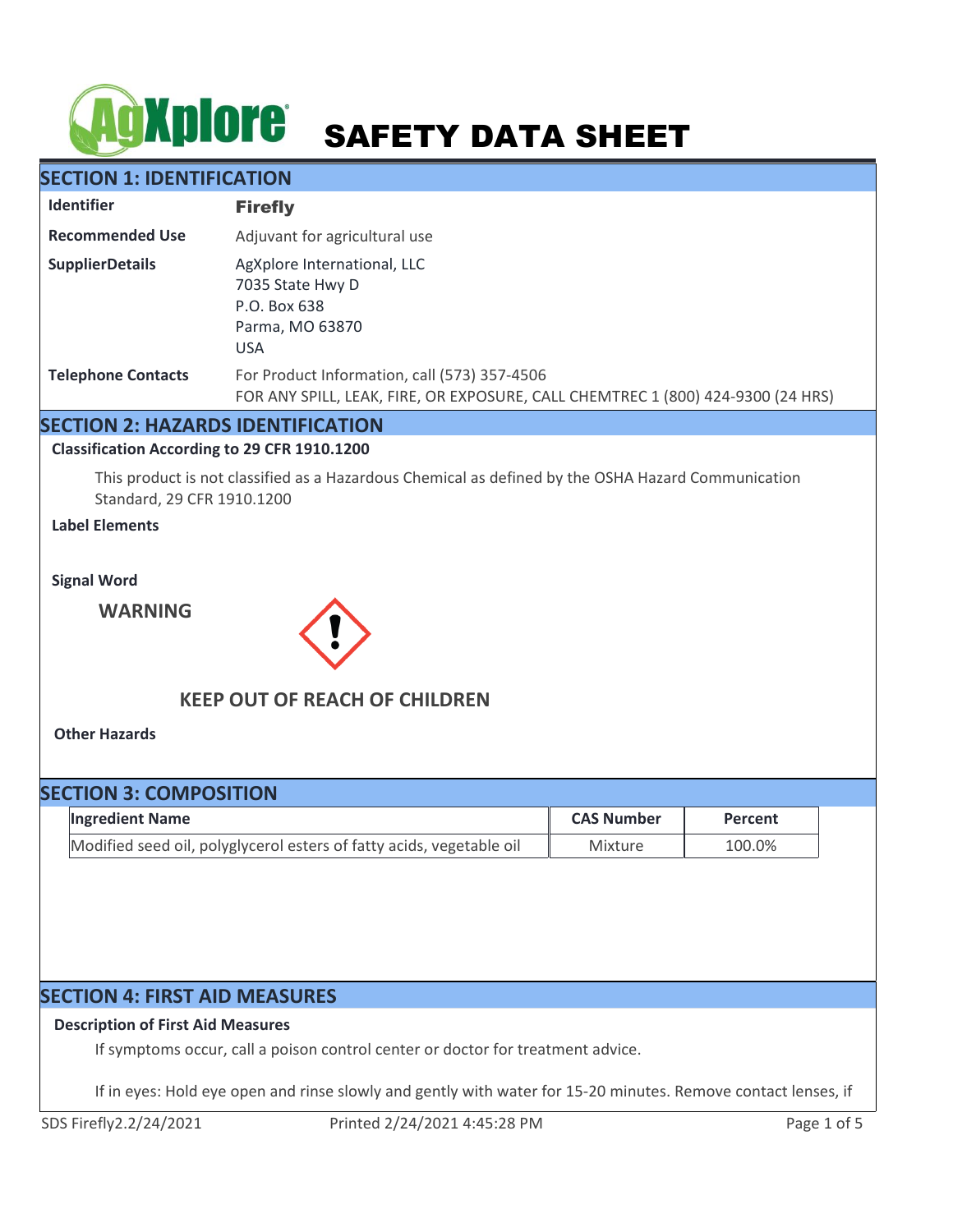# SAFETY DATA SHEET

## SECTION 1: IDENTIFICATION

| | |
|---|---|
| **Identifier** | **Firefly** |
| **Recommended Use** | Adjuvant for agricultural use |
| **SupplierDetails** | AgXplore International, LLC<br>7035 State Hwy D<br>P.O. Box 638<br>Parma, MO 63870<br>USA |
| **Telephone Contacts** | For Product Information, call (573) 357-4506<br>FOR ANY SPILL, LEAK, FIRE, OR EXPOSURE, CALL CHEMTREC 1 (800) 424-9300 (24 HRS) |

## SECTION 2: HAZARDS IDENTIFICATION

**Classification According to 29 CFR 1910.1200**

This product is not classified as a Hazardous Chemical as defined by the OSHA Hazard Communication Standard, 29 CFR 1910.1200

**Label Elements**

**Signal Word**

**WARNING**

**KEEP OUT OF REACH OF CHILDREN**

**Other Hazards**

## SECTION 3: COMPOSITION

| Ingredient Name | CAS Number | Percent |
|---|---|---|
| Modified seed oil, polyglycerol esters of fatty acids, vegetable oil | Mixture | 100.0% |

## SECTION 4: FIRST AID MEASURES

**Description of First Aid Measures**

If symptoms occur, call a poison control center or doctor for treatment advice.

If in eyes: Hold eye open and rinse slowly and gently with water for 15-20 minutes. Remove contact lenses, if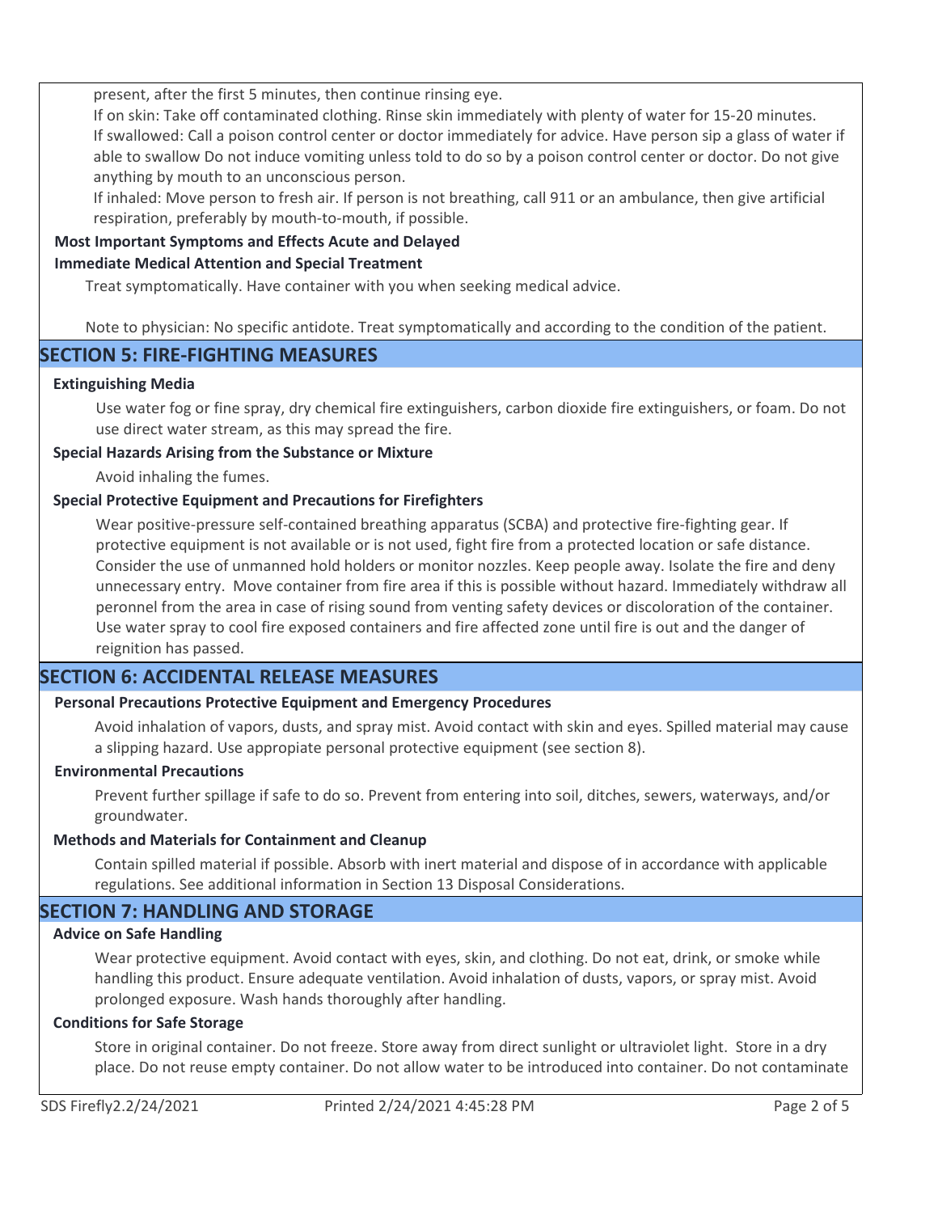present, after the first 5 minutes, then continue rinsing eye.

If on skin: Take off contaminated clothing. Rinse skin immediately with plenty of water for 15-20 minutes.

If swallowed: Call a poison control center or doctor immediately for advice. Have person sip a glass of water if able to swallow Do not induce vomiting unless told to do so by a poison control center or doctor. Do not give anything by mouth to an unconscious person.

If inhaled: Move person to fresh air. If person is not breathing, call 911 or an ambulance, then give artificial respiration, preferably by mouth-to-mouth, if possible.

**Most Important Symptoms and Effects Acute and Delayed**

**Immediate Medical Attention and Special Treatment**

Treat symptomatically. Have container with you when seeking medical advice.

Note to physician: No specific antidote. Treat symptomatically and according to the condition of the patient.

## SECTION 5: FIRE-FIGHTING MEASURES

**Extinguishing Media**

Use water fog or fine spray, dry chemical fire extinguishers, carbon dioxide fire extinguishers, or foam. Do not use direct water stream, as this may spread the fire.

**Special Hazards Arising from the Substance or Mixture**

Avoid inhaling the fumes.

**Special Protective Equipment and Precautions for Firefighters**

Wear positive-pressure self-contained breathing apparatus (SCBA) and protective fire-fighting gear. If protective equipment is not available or is not used, fight fire from a protected location or safe distance. Consider the use of unmanned hold holders or monitor nozzles. Keep people away. Isolate the fire and deny unnecessary entry. Move container from fire area if this is possible without hazard. Immediately withdraw all peronnel from the area in case of rising sound from venting safety devices or discoloration of the container. Use water spray to cool fire exposed containers and fire affected zone until fire is out and the danger of reignition has passed.

## SECTION 6: ACCIDENTAL RELEASE MEASURES

**Personal Precautions Protective Equipment and Emergency Procedures**

Avoid inhalation of vapors, dusts, and spray mist. Avoid contact with skin and eyes. Spilled material may cause a slipping hazard. Use appropiate personal protective equipment (see section 8).

**Environmental Precautions**

Prevent further spillage if safe to do so. Prevent from entering into soil, ditches, sewers, waterways, and/or groundwater.

**Methods and Materials for Containment and Cleanup**

Contain spilled material if possible. Absorb with inert material and dispose of in accordance with applicable regulations. See additional information in Section 13 Disposal Considerations.

## SECTION 7: HANDLING AND STORAGE

**Advice on Safe Handling**

Wear protective equipment. Avoid contact with eyes, skin, and clothing. Do not eat, drink, or smoke while handling this product. Ensure adequate ventilation. Avoid inhalation of dusts, vapors, or spray mist. Avoid prolonged exposure. Wash hands thoroughly after handling.

**Conditions for Safe Storage**

Store in original container. Do not freeze. Store away from direct sunlight or ultraviolet light. Store in a dry place. Do not reuse empty container. Do not allow water to be introduced into container. Do not contaminate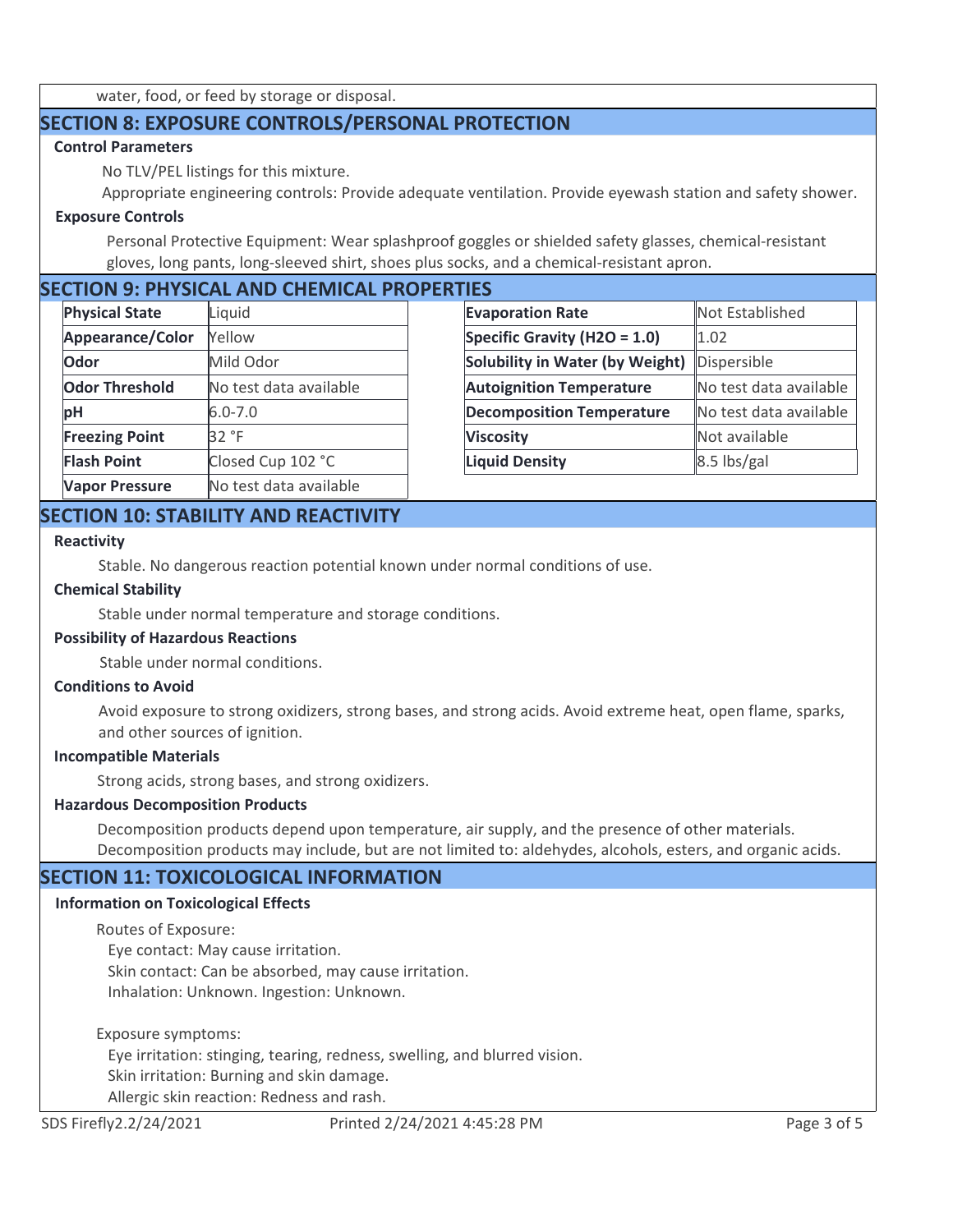water, food, or feed by storage or disposal.

## SECTION 8: EXPOSURE CONTROLS/PERSONAL PROTECTION

**Control Parameters**

No TLV/PEL listings for this mixture.

Appropriate engineering controls: Provide adequate ventilation. Provide eyewash station and safety shower.

**Exposure Controls**

Personal Protective Equipment: Wear splashproof goggles or shielded safety glasses, chemical-resistant gloves, long pants, long-sleeved shirt, shoes plus socks, and a chemical-resistant apron.

## SECTION 9: PHYSICAL AND CHEMICAL PROPERTIES

| Property | Value |
|---|---|
| **Physical State** | Liquid |
| **Appearance/Color** | Yellow |
| **Odor** | Mild Odor |
| **Odor Threshold** | No test data available |
| **pH** | 6.0-7.0 |
| **Freezing Point** | 32 °F |
| **Flash Point** | Closed Cup 102 °C |
| **Vapor Pressure** | No test data available |

| Property | Value |
|---|---|
| **Evaporation Rate** | Not Established |
| **Specific Gravity ($H_2O$ = 1.0)** | 1.02 |
| **Solubility in Water (by Weight)** | Dispersible |
| **Autoignition Temperature** | No test data available |
| **Decomposition Temperature** | No test data available |
| **Viscosity** | Not available |
| **Liquid Density** | 8.5 lbs/gal |

## SECTION 10: STABILITY AND REACTIVITY

**Reactivity**

Stable. No dangerous reaction potential known under normal conditions of use.

**Chemical Stability**

Stable under normal temperature and storage conditions.

**Possibility of Hazardous Reactions**

Stable under normal conditions.

**Conditions to Avoid**

Avoid exposure to strong oxidizers, strong bases, and strong acids. Avoid extreme heat, open flame, sparks, and other sources of ignition.

**Incompatible Materials**

Strong acids, strong bases, and strong oxidizers.

**Hazardous Decomposition Products**

Decomposition products depend upon temperature, air supply, and the presence of other materials. Decomposition products may include, but are not limited to: aldehydes, alcohols, esters, and organic acids.

## SECTION 11: TOXICOLOGICAL INFORMATION

**Information on Toxicological Effects**

Routes of Exposure:

Eye contact: May cause irritation.
Skin contact: Can be absorbed, may cause irritation.
Inhalation: Unknown. Ingestion: Unknown.

Exposure symptoms:

Eye irritation: stinging, tearing, redness, swelling, and blurred vision.
Skin irritation: Burning and skin damage.
Allergic skin reaction: Redness and rash.

SDS Firefly2.2/24/2021 Printed 2/24/2021 4:45:28 PM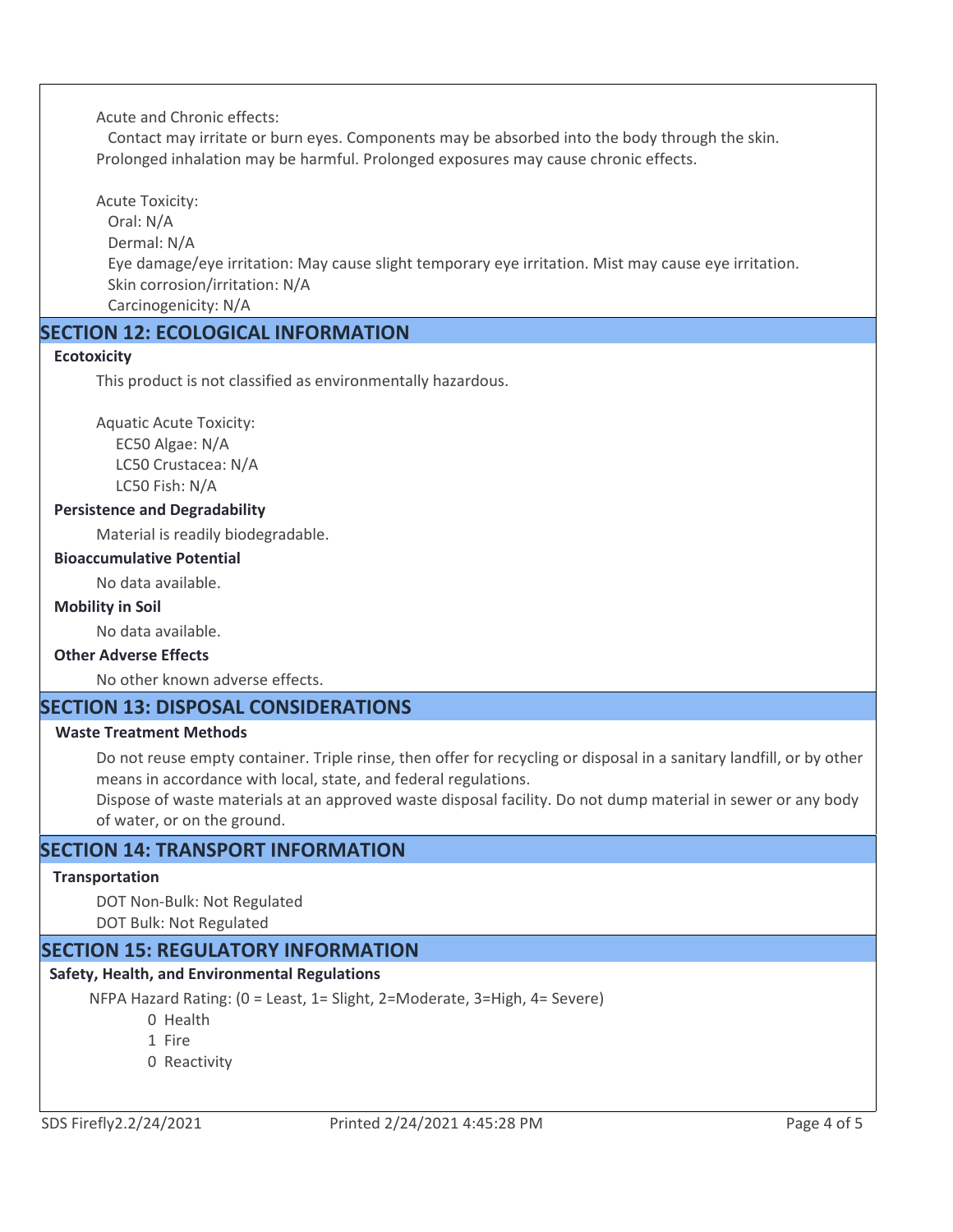Acute and Chronic effects:

Contact may irritate or burn eyes. Components may be absorbed into the body through the skin. Prolonged inhalation may be harmful. Prolonged exposures may cause chronic effects.

Acute Toxicity:

Oral: N/A
Dermal: N/A
Eye damage/eye irritation: May cause slight temporary eye irritation. Mist may cause eye irritation.
Skin corrosion/irritation: N/A
Carcinogenicity: N/A

## SECTION 12: ECOLOGICAL INFORMATION

**Ecotoxicity**

This product is not classified as environmentally hazardous.

Aquatic Acute Toxicity:

EC50 Algae: N/A
LC50 Crustacea: N/A
LC50 Fish: N/A

**Persistence and Degradability**

Material is readily biodegradable.

**Bioaccumulative Potential**

No data available.

**Mobility in Soil**

No data available.

**Other Adverse Effects**

No other known adverse effects.

## SECTION 13: DISPOSAL CONSIDERATIONS

**Waste Treatment Methods**

Do not reuse empty container. Triple rinse, then offer for recycling or disposal in a sanitary landfill, or by other means in accordance with local, state, and federal regulations.
Dispose of waste materials at an approved waste disposal facility. Do not dump material in sewer or any body of water, or on the ground.

## SECTION 14: TRANSPORT INFORMATION

**Transportation**

DOT Non-Bulk: Not Regulated
DOT Bulk: Not Regulated

## SECTION 15: REGULATORY INFORMATION

**Safety, Health, and Environmental Regulations**

NFPA Hazard Rating: (0 = Least, 1= Slight, 2=Moderate, 3=High, 4= Severe)

0 Health
1 Fire
0 Reactivity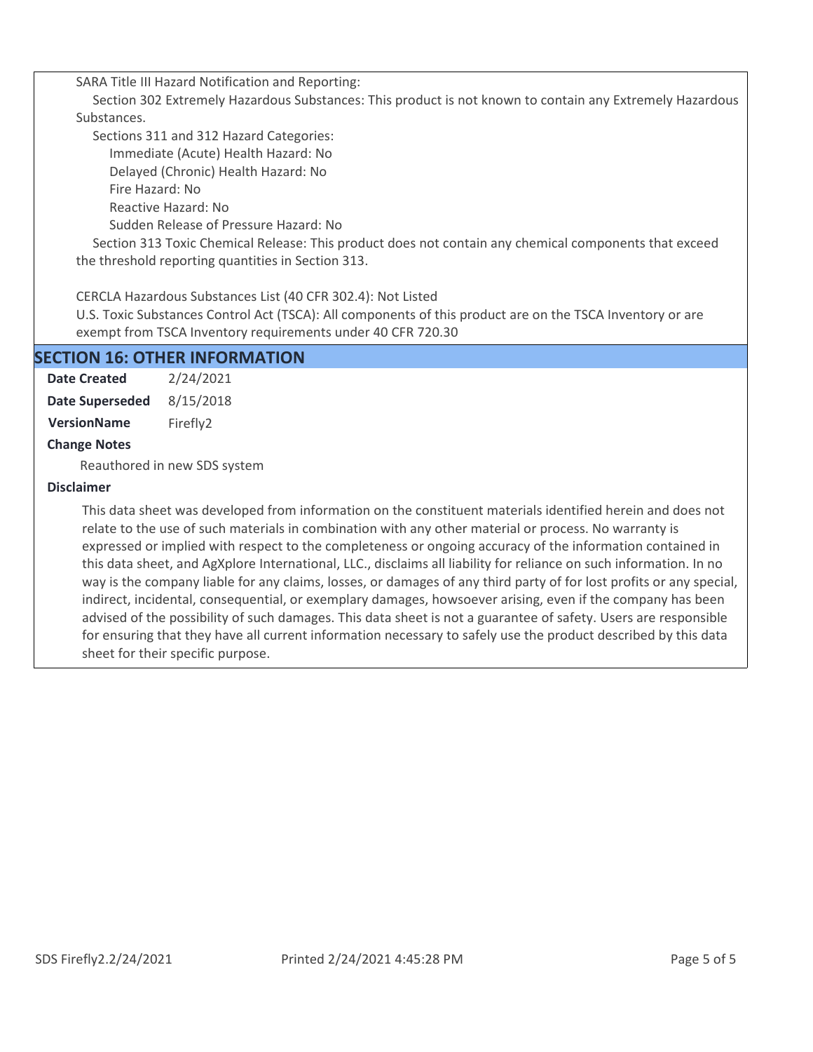SARA Title III Hazard Notification and Reporting:

Section 302 Extremely Hazardous Substances: This product is not known to contain any Extremely Hazardous Substances.

Sections 311 and 312 Hazard Categories:

- Immediate (Acute) Health Hazard: No
- Delayed (Chronic) Health Hazard: No
- Fire Hazard: No
- Reactive Hazard: No
- Sudden Release of Pressure Hazard: No

Section 313 Toxic Chemical Release: This product does not contain any chemical components that exceed the threshold reporting quantities in Section 313.

CERCLA Hazardous Substances List (40 CFR 302.4): Not Listed

U.S. Toxic Substances Control Act (TSCA): All components of this product are on the TSCA Inventory or are exempt from TSCA Inventory requirements under 40 CFR 720.30

## SECTION 16: OTHER INFORMATION

| | |
|---|---|
| **Date Created** | 2/24/2021 |
| **Date Superseded** | 8/15/2018 |
| **VersionName** | Firefly2 |

**Change Notes**

Reauthored in new SDS system

**Disclaimer**

This data sheet was developed from information on the constituent materials identified herein and does not relate to the use of such materials in combination with any other material or process. No warranty is expressed or implied with respect to the completeness or ongoing accuracy of the information contained in this data sheet, and AgXplore International, LLC., disclaims all liability for reliance on such information. In no way is the company liable for any claims, losses, or damages of any third party of for lost profits or any special, indirect, incidental, consequential, or exemplary damages, howsoever arising, even if the company has been advised of the possibility of such damages. This data sheet is not a guarantee of safety. Users are responsible for ensuring that they have all current information necessary to safely use the product described by this data sheet for their specific purpose.